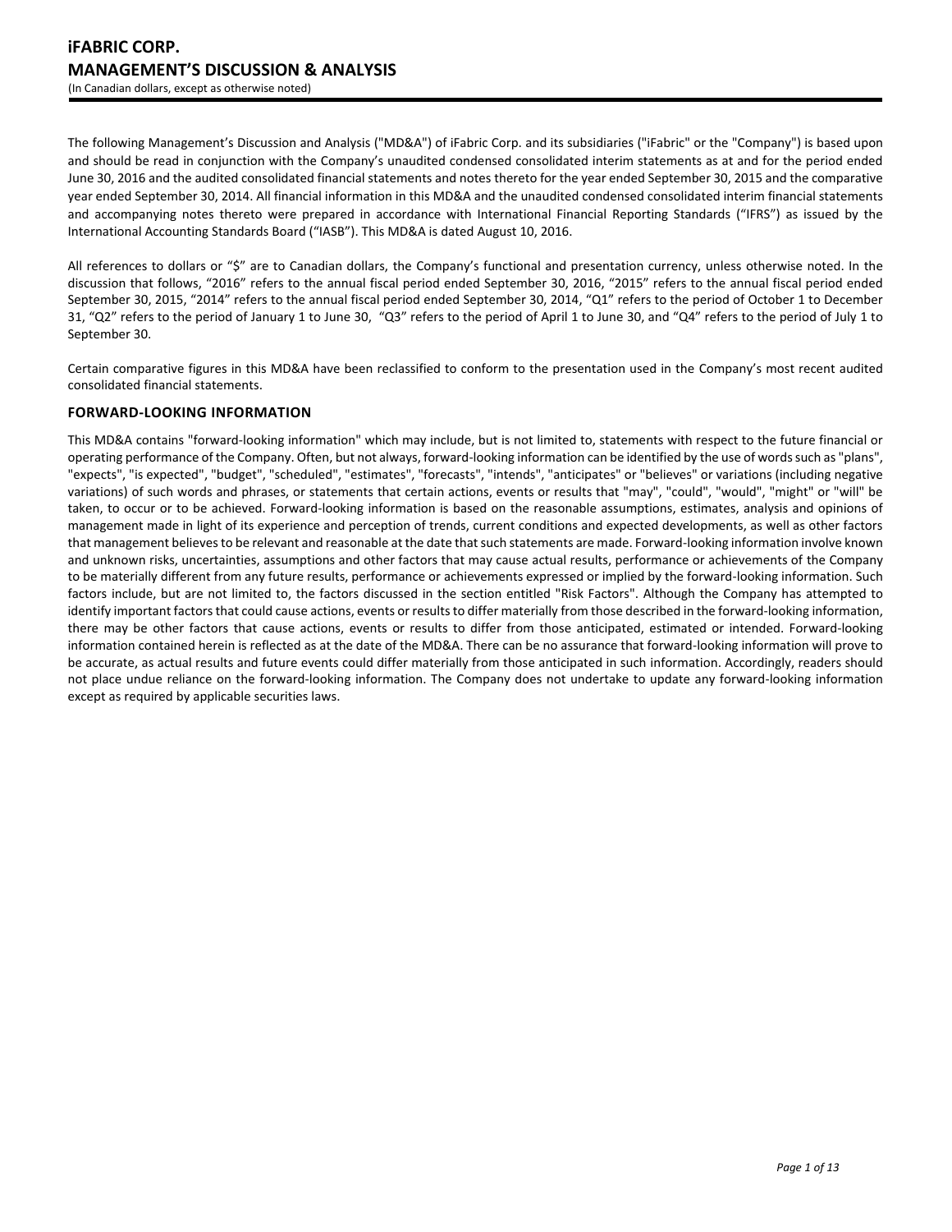The following Management's Discussion and Analysis ("MD&A") of iFabric Corp. and its subsidiaries ("iFabric" or the "Company") is based upon and should be read in conjunction with the Company's unaudited condensed consolidated interim statements as at and for the period ended June 30, 2016 and the audited consolidated financial statements and notes thereto for the year ended September 30, 2015 and the comparative year ended September 30, 2014. All financial information in this MD&A and the unaudited condensed consolidated interim financial statements and accompanying notes thereto were prepared in accordance with International Financial Reporting Standards ("IFRS") as issued by the International Accounting Standards Board ("IASB"). This MD&A is dated August 10, 2016.

All references to dollars or "$" are to Canadian dollars, the Company's functional and presentation currency, unless otherwise noted. In the discussion that follows, "2016" refers to the annual fiscal period ended September 30, 2016, "2015" refers to the annual fiscal period ended September 30, 2015, "2014" refers to the annual fiscal period ended September 30, 2014, "Q1" refers to the period of October 1 to December 31, "Q2" refers to the period of January 1 to June 30, "Q3" refers to the period of April 1 to June 30, and "Q4" refers to the period of July 1 to September 30.

Certain comparative figures in this MD&A have been reclassified to conform to the presentation used in the Company's most recent audited consolidated financial statements.

## FORWARD-LOOKING INFORMATION

This MD&A contains "forward-looking information" which may include, but is not limited to, statements with respect to the future financial or operating performance of the Company. Often, but not always, forward-looking information can be identified by the use of words such as "plans", "expects", "is expected", "budget", "scheduled", "estimates", "forecasts", "intends", "anticipates" or "believes" or variations (including negative variations) of such words and phrases, or statements that certain actions, events or results that "may", "could", "would", "might" or "will" be taken, to occur or to be achieved. Forward-looking information is based on the reasonable assumptions, estimates, analysis and opinions of management made in light of its experience and perception of trends, current conditions and expected developments, as well as other factors that management believes to be relevant and reasonable at the date that such statements are made. Forward-looking information involve known and unknown risks, uncertainties, assumptions and other factors that may cause actual results, performance or achievements of the Company to be materially different from any future results, performance or achievements expressed or implied by the forward-looking information. Such factors include, but are not limited to, the factors discussed in the section entitled "Risk Factors". Although the Company has attempted to identify important factors that could cause actions, events or results to differ materially from those described in the forward-looking information, there may be other factors that cause actions, events or results to differ from those anticipated, estimated or intended. Forward-looking information contained herein is reflected as at the date of the MD&A. There can be no assurance that forward-looking information will prove to be accurate, as actual results and future events could differ materially from those anticipated in such information. Accordingly, readers should not place undue reliance on the forward-looking information. The Company does not undertake to update any forward-looking information except as required by applicable securities laws.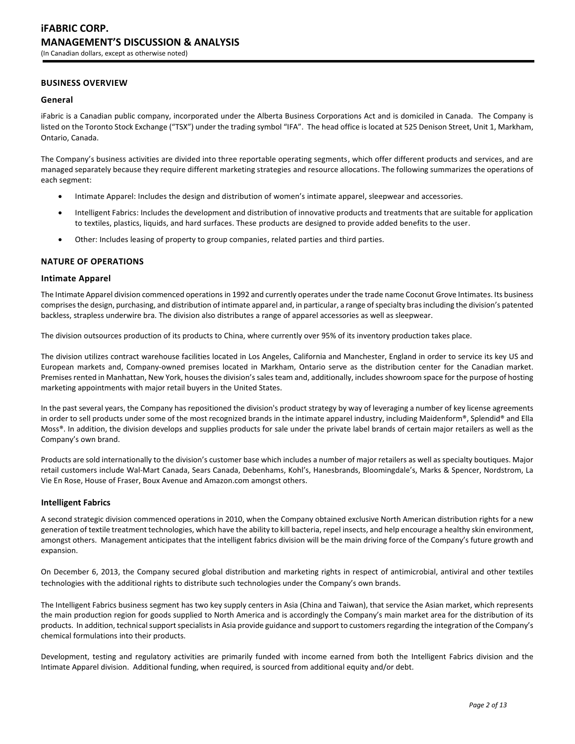## BUSINESS OVERVIEW

### General

iFabric is a Canadian public company, incorporated under the Alberta Business Corporations Act and is domiciled in Canada. The Company is listed on the Toronto Stock Exchange ("TSX") under the trading symbol "IFA". The head office is located at 525 Denison Street, Unit 1, Markham, Ontario, Canada.

The Company's business activities are divided into three reportable operating segments, which offer different products and services, and are managed separately because they require different marketing strategies and resource allocations. The following summarizes the operations of each segment:

- Intimate Apparel: Includes the design and distribution of women's intimate apparel, sleepwear and accessories.
- Intelligent Fabrics: Includes the development and distribution of innovative products and treatments that are suitable for application to textiles, plastics, liquids, and hard surfaces. These products are designed to provide added benefits to the user.
- Other: Includes leasing of property to group companies, related parties and third parties.

## NATURE OF OPERATIONS

### Intimate Apparel

The Intimate Apparel division commenced operations in 1992 and currently operates under the trade name Coconut Grove Intimates. Its business comprises the design, purchasing, and distribution of intimate apparel and, in particular, a range of specialty bras including the division's patented backless, strapless underwire bra. The division also distributes a range of apparel accessories as well as sleepwear.

The division outsources production of its products to China, where currently over 95% of its inventory production takes place.

The division utilizes contract warehouse facilities located in Los Angeles, California and Manchester, England in order to service its key US and European markets and, Company-owned premises located in Markham, Ontario serve as the distribution center for the Canadian market. Premises rented in Manhattan, New York, houses the division's sales team and, additionally, includes showroom space for the purpose of hosting marketing appointments with major retail buyers in the United States.

In the past several years, the Company has repositioned the division's product strategy by way of leveraging a number of key license agreements in order to sell products under some of the most recognized brands in the intimate apparel industry, including Maidenform®, Splendid® and Ella Moss®. In addition, the division develops and supplies products for sale under the private label brands of certain major retailers as well as the Company's own brand.

Products are sold internationally to the division's customer base which includes a number of major retailers as well as specialty boutiques. Major retail customers include Wal-Mart Canada, Sears Canada, Debenhams, Kohl's, Hanesbrands, Bloomingdale's, Marks & Spencer, Nordstrom, La Vie En Rose, House of Fraser, Boux Avenue and Amazon.com amongst others.

### Intelligent Fabrics

A second strategic division commenced operations in 2010, when the Company obtained exclusive North American distribution rights for a new generation of textile treatment technologies, which have the ability to kill bacteria, repel insects, and help encourage a healthy skin environment, amongst others. Management anticipates that the intelligent fabrics division will be the main driving force of the Company's future growth and expansion.

On December 6, 2013, the Company secured global distribution and marketing rights in respect of antimicrobial, antiviral and other textiles technologies with the additional rights to distribute such technologies under the Company's own brands.

The Intelligent Fabrics business segment has two key supply centers in Asia (China and Taiwan), that service the Asian market, which represents the main production region for goods supplied to North America and is accordingly the Company's main market area for the distribution of its products. In addition, technical support specialists in Asia provide guidance and support to customers regarding the integration of the Company's chemical formulations into their products.

Development, testing and regulatory activities are primarily funded with income earned from both the Intelligent Fabrics division and the Intimate Apparel division. Additional funding, when required, is sourced from additional equity and/or debt.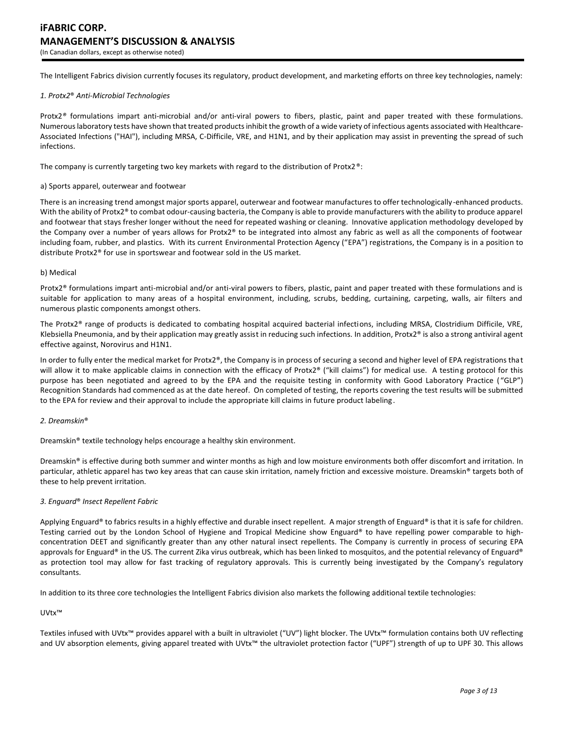The Intelligent Fabrics division currently focuses its regulatory, product development, and marketing efforts on three key technologies, namely:

*1. Protx2® Anti-Microbial Technologies*

Protx2® formulations impart anti-microbial and/or anti-viral powers to fibers, plastic, paint and paper treated with these formulations. Numerous laboratory tests have shown that treated products inhibit the growth of a wide variety of infectious agents associated with Healthcare-Associated Infections ("HAI"), including MRSA, C-Difficile, VRE, and H1N1, and by their application may assist in preventing the spread of such infections.

The company is currently targeting two key markets with regard to the distribution of Protx2®:

a) Sports apparel, outerwear and footwear

There is an increasing trend amongst major sports apparel, outerwear and footwear manufactures to offer technologically-enhanced products. With the ability of Protx2® to combat odour-causing bacteria, the Company is able to provide manufacturers with the ability to produce apparel and footwear that stays fresher longer without the need for repeated washing or cleaning. Innovative application methodology developed by the Company over a number of years allows for Protx2® to be integrated into almost any fabric as well as all the components of footwear including foam, rubber, and plastics. With its current Environmental Protection Agency ("EPA") registrations, the Company is in a position to distribute Protx2® for use in sportswear and footwear sold in the US market.

b) Medical

Protx2® formulations impart anti-microbial and/or anti-viral powers to fibers, plastic, paint and paper treated with these formulations and is suitable for application to many areas of a hospital environment, including, scrubs, bedding, curtaining, carpeting, walls, air filters and numerous plastic components amongst others.

The Protx2® range of products is dedicated to combating hospital acquired bacterial infections, including MRSA, Clostridium Difficile, VRE, Klebsiella Pneumonia, and by their application may greatly assist in reducing such infections. In addition, Protx2® is also a strong antiviral agent effective against, Norovirus and H1N1.

In order to fully enter the medical market for Protx2®, the Company is in process of securing a second and higher level of EPA registrations that will allow it to make applicable claims in connection with the efficacy of Protx2® ("kill claims") for medical use. A testing protocol for this purpose has been negotiated and agreed to by the EPA and the requisite testing in conformity with Good Laboratory Practice ("GLP") Recognition Standards had commenced as at the date hereof. On completed of testing, the reports covering the test results will be submitted to the EPA for review and their approval to include the appropriate kill claims in future product labeling.

*2. Dreamskin®*

Dreamskin® textile technology helps encourage a healthy skin environment.

Dreamskin® is effective during both summer and winter months as high and low moisture environments both offer discomfort and irritation. In particular, athletic apparel has two key areas that can cause skin irritation, namely friction and excessive moisture. Dreamskin® targets both of these to help prevent irritation.

*3. Enguard® Insect Repellent Fabric*

Applying Enguard® to fabrics results in a highly effective and durable insect repellent. A major strength of Enguard® is that it is safe for children. Testing carried out by the London School of Hygiene and Tropical Medicine show Enguard® to have repelling power comparable to high-concentration DEET and significantly greater than any other natural insect repellents. The Company is currently in process of securing EPA approvals for Enguard® in the US. The current Zika virus outbreak, which has been linked to mosquitos, and the potential relevancy of Enguard® as protection tool may allow for fast tracking of regulatory approvals. This is currently being investigated by the Company's regulatory consultants.

In addition to its three core technologies the Intelligent Fabrics division also markets the following additional textile technologies:

UVtx™

Textiles infused with UVtx™ provides apparel with a built in ultraviolet ("UV") light blocker. The UVtx™ formulation contains both UV reflecting and UV absorption elements, giving apparel treated with UVtx™ the ultraviolet protection factor ("UPF") strength of up to UPF 30. This allows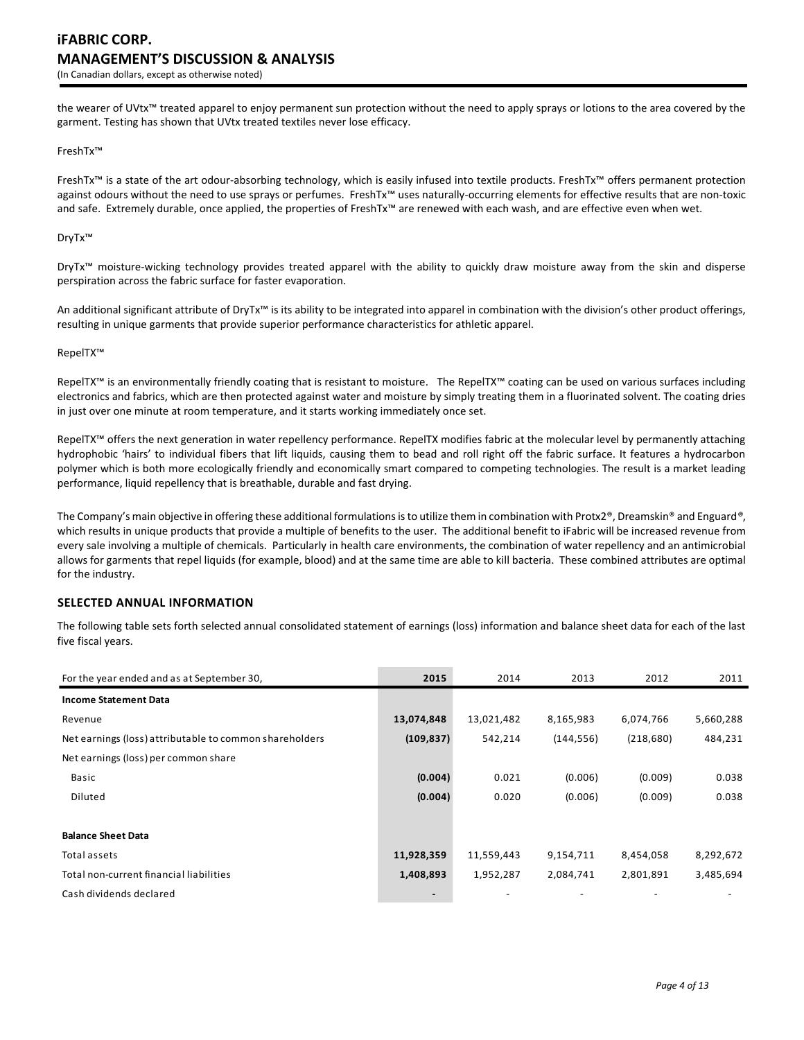the wearer of UVtx™ treated apparel to enjoy permanent sun protection without the need to apply sprays or lotions to the area covered by the garment. Testing has shown that UVtx treated textiles never lose efficacy.

FreshTx™

FreshTx™ is a state of the art odour-absorbing technology, which is easily infused into textile products. FreshTx™ offers permanent protection against odours without the need to use sprays or perfumes. FreshTx™ uses naturally-occurring elements for effective results that are non-toxic and safe. Extremely durable, once applied, the properties of FreshTx™ are renewed with each wash, and are effective even when wet.

DryTx™

DryTx™ moisture-wicking technology provides treated apparel with the ability to quickly draw moisture away from the skin and disperse perspiration across the fabric surface for faster evaporation.

An additional significant attribute of DryTx™ is its ability to be integrated into apparel in combination with the division's other product offerings, resulting in unique garments that provide superior performance characteristics for athletic apparel.

RepelTX™

RepelTX™ is an environmentally friendly coating that is resistant to moisture. The RepelTX™ coating can be used on various surfaces including electronics and fabrics, which are then protected against water and moisture by simply treating them in a fluorinated solvent. The coating dries in just over one minute at room temperature, and it starts working immediately once set.

RepelTX™ offers the next generation in water repellency performance. RepelTX modifies fabric at the molecular level by permanently attaching hydrophobic 'hairs' to individual fibers that lift liquids, causing them to bead and roll right off the fabric surface. It features a hydrocarbon polymer which is both more ecologically friendly and economically smart compared to competing technologies. The result is a market leading performance, liquid repellency that is breathable, durable and fast drying.

The Company's main objective in offering these additional formulations is to utilize them in combination with Protx2®, Dreamskin® and Enguard®, which results in unique products that provide a multiple of benefits to the user. The additional benefit to iFabric will be increased revenue from every sale involving a multiple of chemicals. Particularly in health care environments, the combination of water repellency and an antimicrobial allows for garments that repel liquids (for example, blood) and at the same time are able to kill bacteria. These combined attributes are optimal for the industry.

## SELECTED ANNUAL INFORMATION

The following table sets forth selected annual consolidated statement of earnings (loss) information and balance sheet data for each of the last five fiscal years.

| For the year ended and as at September 30, | 2015 | 2014 | 2013 | 2012 | 2011 |
|---|---|---|---|---|---|
| **Income Statement Data** | | | | | |
| Revenue | **13,074,848** | 13,021,482 | 8,165,983 | 6,074,766 | 5,660,288 |
| Net earnings (loss) attributable to common shareholders | **(109,837)** | 542,214 | (144,556) | (218,680) | 484,231 |
| Net earnings (loss) per common share | | | | | |
| Basic | **(0.004)** | 0.021 | (0.006) | (0.009) | 0.038 |
| Diluted | **(0.004)** | 0.020 | (0.006) | (0.009) | 0.038 |
| | | | | | |
| **Balance Sheet Data** | | | | | |
| Total assets | **11,928,359** | 11,559,443 | 9,154,711 | 8,454,058 | 8,292,672 |
| Total non-current financial liabilities | **1,408,893** | 1,952,287 | 2,084,741 | 2,801,891 | 3,485,694 |
| Cash dividends declared | **-** | - | - | - | - |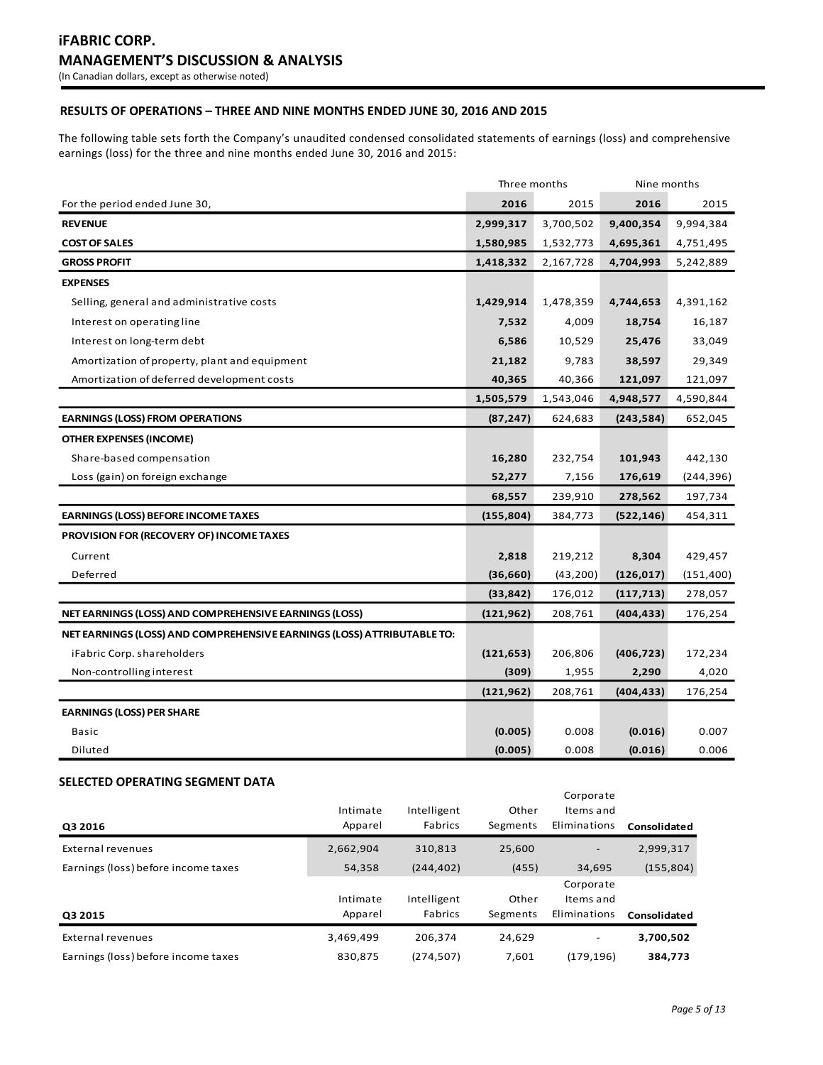# iFABRIC CORP.
## MANAGEMENT'S DISCUSSION & ANALYSIS
(In Canadian dollars, except as otherwise noted)

### RESULTS OF OPERATIONS – THREE AND NINE MONTHS ENDED JUNE 30, 2016 AND 2015

The following table sets forth the Company's unaudited condensed consolidated statements of earnings (loss) and comprehensive earnings (loss) for the three and nine months ended June 30, 2016 and 2015:

| | Three months | | Nine months | |
|---|---|---|---|---|
| For the period ended June 30, | **2016** | 2015 | **2016** | 2015 |
| **REVENUE** | **2,999,317** | 3,700,502 | **9,400,354** | 9,994,384 |
| **COST OF SALES** | **1,580,985** | 1,532,773 | **4,695,361** | 4,751,495 |
| **GROSS PROFIT** | **1,418,332** | 2,167,728 | **4,704,993** | 5,242,889 |
| **EXPENSES** | | | | |
| Selling, general and administrative costs | **1,429,914** | 1,478,359 | **4,744,653** | 4,391,162 |
| Interest on operating line | **7,532** | 4,009 | **18,754** | 16,187 |
| Interest on long-term debt | **6,586** | 10,529 | **25,476** | 33,049 |
| Amortization of property, plant and equipment | **21,182** | 9,783 | **38,597** | 29,349 |
| Amortization of deferred development costs | **40,365** | 40,366 | **121,097** | 121,097 |
| | **1,505,579** | 1,543,046 | **4,948,577** | 4,590,844 |
| **EARNINGS (LOSS) FROM OPERATIONS** | **(87,247)** | 624,683 | **(243,584)** | 652,045 |
| **OTHER EXPENSES (INCOME)** | | | | |
| Share-based compensation | **16,280** | 232,754 | **101,943** | 442,130 |
| Loss (gain) on foreign exchange | **52,277** | 7,156 | **176,619** | (244,396) |
| | **68,557** | 239,910 | **278,562** | 197,734 |
| **EARNINGS (LOSS) BEFORE INCOME TAXES** | **(155,804)** | 384,773 | **(522,146)** | 454,311 |
| **PROVISION FOR (RECOVERY OF) INCOME TAXES** | | | | |
| Current | **2,818** | 219,212 | **8,304** | 429,457 |
| Deferred | **(36,660)** | (43,200) | **(126,017)** | (151,400) |
| | **(33,842)** | 176,012 | **(117,713)** | 278,057 |
| **NET EARNINGS (LOSS) AND COMPREHENSIVE EARNINGS (LOSS)** | **(121,962)** | 208,761 | **(404,433)** | 176,254 |
| **NET EARNINGS (LOSS) AND COMPREHENSIVE EARNINGS (LOSS) ATTRIBUTABLE TO:** | | | | |
| iFabric Corp. shareholders | **(121,653)** | 206,806 | **(406,723)** | 172,234 |
| Non-controlling interest | **(309)** | 1,955 | **2,290** | 4,020 |
| | **(121,962)** | 208,761 | **(404,433)** | 176,254 |
| **EARNINGS (LOSS) PER SHARE** | | | | |
| Basic | **(0.005)** | 0.008 | **(0.016)** | 0.007 |
| Diluted | **(0.005)** | 0.008 | **(0.016)** | 0.006 |

### SELECTED OPERATING SEGMENT DATA

| Q3 2016 | Intimate Apparel | Intelligent Fabrics | Other Segments | Corporate Items and Eliminations | Consolidated |
|---|---|---|---|---|---|
| External revenues | 2,662,904 | 310,813 | 25,600 | - | 2,999,317 |
| Earnings (loss) before income taxes | 54,358 | (244,402) | (455) | 34,695 | (155,804) |

| Q3 2015 | Intimate Apparel | Intelligent Fabrics | Other Segments | Corporate Items and Eliminations | Consolidated |
|---|---|---|---|---|---|
| External revenues | 3,469,499 | 206,374 | 24,629 | - | **3,700,502** |
| Earnings (loss) before income taxes | 830,875 | (274,507) | 7,601 | (179,196) | **384,773** |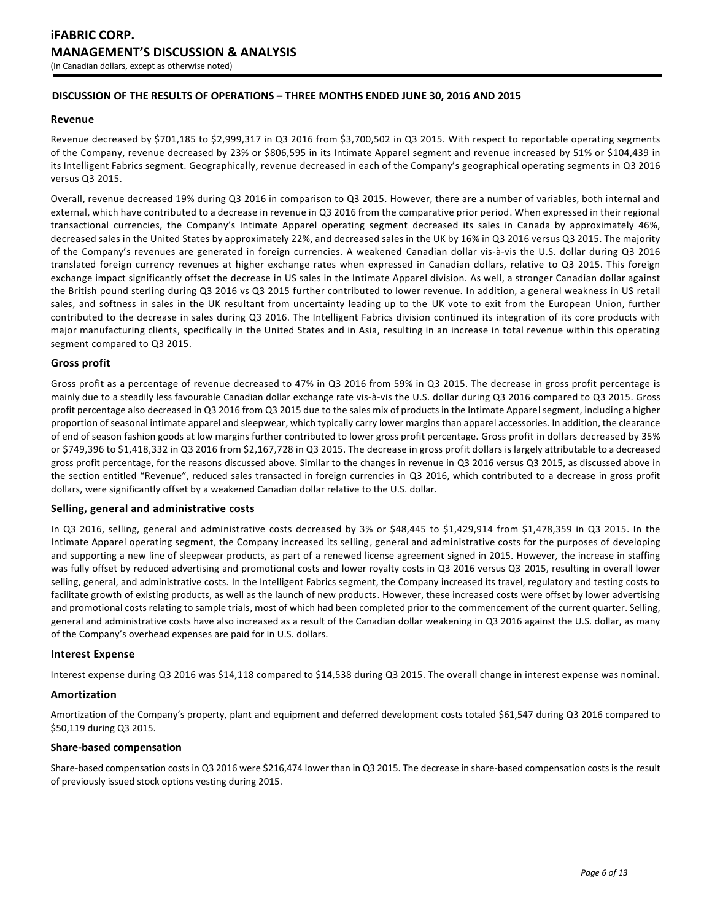## DISCUSSION OF THE RESULTS OF OPERATIONS – THREE MONTHS ENDED JUNE 30, 2016 AND 2015

### Revenue

Revenue decreased by $701,185 to $2,999,317 in Q3 2016 from $3,700,502 in Q3 2015. With respect to reportable operating segments of the Company, revenue decreased by 23% or $806,595 in its Intimate Apparel segment and revenue increased by 51% or $104,439 in its Intelligent Fabrics segment. Geographically, revenue decreased in each of the Company's geographical operating segments in Q3 2016 versus Q3 2015.

Overall, revenue decreased 19% during Q3 2016 in comparison to Q3 2015. However, there are a number of variables, both internal and external, which have contributed to a decrease in revenue in Q3 2016 from the comparative prior period. When expressed in their regional transactional currencies, the Company's Intimate Apparel operating segment decreased its sales in Canada by approximately 46%, decreased sales in the United States by approximately 22%, and decreased sales in the UK by 16% in Q3 2016 versus Q3 2015. The majority of the Company's revenues are generated in foreign currencies. A weakened Canadian dollar vis-à-vis the U.S. dollar during Q3 2016 translated foreign currency revenues at higher exchange rates when expressed in Canadian dollars, relative to Q3 2015. This foreign exchange impact significantly offset the decrease in US sales in the Intimate Apparel division. As well, a stronger Canadian dollar against the British pound sterling during Q3 2016 vs Q3 2015 further contributed to lower revenue. In addition, a general weakness in US retail sales, and softness in sales in the UK resultant from uncertainty leading up to the UK vote to exit from the European Union, further contributed to the decrease in sales during Q3 2016. The Intelligent Fabrics division continued its integration of its core products with major manufacturing clients, specifically in the United States and in Asia, resulting in an increase in total revenue within this operating segment compared to Q3 2015.

### Gross profit

Gross profit as a percentage of revenue decreased to 47% in Q3 2016 from 59% in Q3 2015. The decrease in gross profit percentage is mainly due to a steadily less favourable Canadian dollar exchange rate vis-à-vis the U.S. dollar during Q3 2016 compared to Q3 2015. Gross profit percentage also decreased in Q3 2016 from Q3 2015 due to the sales mix of products in the Intimate Apparel segment, including a higher proportion of seasonal intimate apparel and sleepwear, which typically carry lower margins than apparel accessories. In addition, the clearance of end of season fashion goods at low margins further contributed to lower gross profit percentage. Gross profit in dollars decreased by 35% or $749,396 to $1,418,332 in Q3 2016 from $2,167,728 in Q3 2015. The decrease in gross profit dollars is largely attributable to a decreased gross profit percentage, for the reasons discussed above. Similar to the changes in revenue in Q3 2016 versus Q3 2015, as discussed above in the section entitled "Revenue", reduced sales transacted in foreign currencies in Q3 2016, which contributed to a decrease in gross profit dollars, were significantly offset by a weakened Canadian dollar relative to the U.S. dollar.

### Selling, general and administrative costs

In Q3 2016, selling, general and administrative costs decreased by 3% or $48,445 to $1,429,914 from $1,478,359 in Q3 2015. In the Intimate Apparel operating segment, the Company increased its selling, general and administrative costs for the purposes of developing and supporting a new line of sleepwear products, as part of a renewed license agreement signed in 2015. However, the increase in staffing was fully offset by reduced advertising and promotional costs and lower royalty costs in Q3 2016 versus Q3 2015, resulting in overall lower selling, general, and administrative costs. In the Intelligent Fabrics segment, the Company increased its travel, regulatory and testing costs to facilitate growth of existing products, as well as the launch of new products. However, these increased costs were offset by lower advertising and promotional costs relating to sample trials, most of which had been completed prior to the commencement of the current quarter. Selling, general and administrative costs have also increased as a result of the Canadian dollar weakening in Q3 2016 against the U.S. dollar, as many of the Company's overhead expenses are paid for in U.S. dollars.

### Interest Expense

Interest expense during Q3 2016 was $14,118 compared to $14,538 during Q3 2015. The overall change in interest expense was nominal.

### Amortization

Amortization of the Company's property, plant and equipment and deferred development costs totaled $61,547 during Q3 2016 compared to $50,119 during Q3 2015.

### Share-based compensation

Share-based compensation costs in Q3 2016 were $216,474 lower than in Q3 2015. The decrease in share-based compensation costs is the result of previously issued stock options vesting during 2015.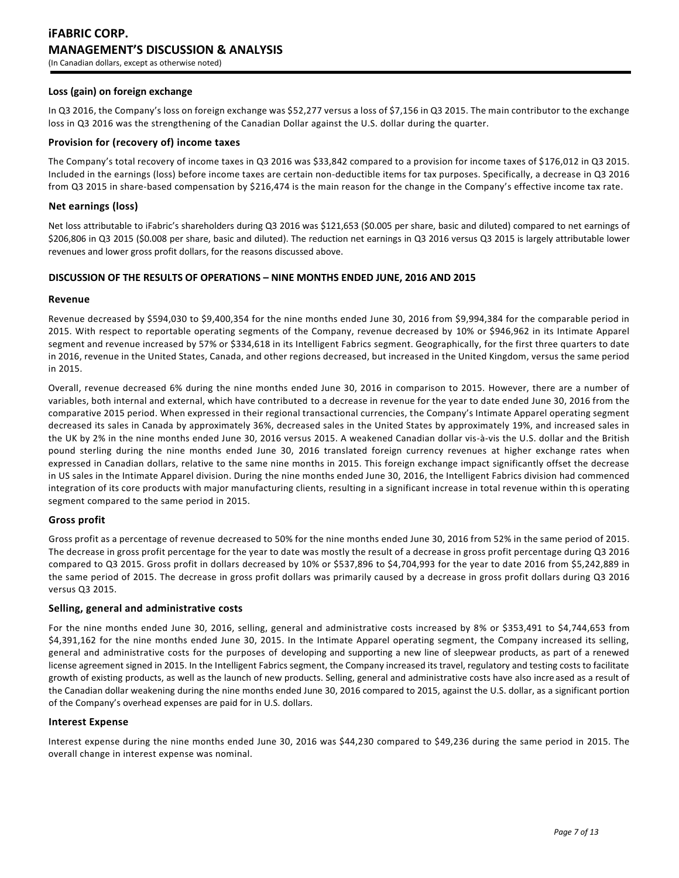### Loss (gain) on foreign exchange

In Q3 2016, the Company's loss on foreign exchange was $52,277 versus a loss of $7,156 in Q3 2015. The main contributor to the exchange loss in Q3 2016 was the strengthening of the Canadian Dollar against the U.S. dollar during the quarter.

### Provision for (recovery of) income taxes

The Company's total recovery of income taxes in Q3 2016 was $33,842 compared to a provision for income taxes of $176,012 in Q3 2015. Included in the earnings (loss) before income taxes are certain non-deductible items for tax purposes. Specifically, a decrease in Q3 2016 from Q3 2015 in share-based compensation by $216,474 is the main reason for the change in the Company's effective income tax rate.

### Net earnings (loss)

Net loss attributable to iFabric's shareholders during Q3 2016 was $121,653 ($0.005 per share, basic and diluted) compared to net earnings of $206,806 in Q3 2015 ($0.008 per share, basic and diluted). The reduction net earnings in Q3 2016 versus Q3 2015 is largely attributable lower revenues and lower gross profit dollars, for the reasons discussed above.

## DISCUSSION OF THE RESULTS OF OPERATIONS – NINE MONTHS ENDED JUNE, 2016 AND 2015

### Revenue

Revenue decreased by $594,030 to $9,400,354 for the nine months ended June 30, 2016 from $9,994,384 for the comparable period in 2015. With respect to reportable operating segments of the Company, revenue decreased by 10% or $946,962 in its Intimate Apparel segment and revenue increased by 57% or $334,618 in its Intelligent Fabrics segment. Geographically, for the first three quarters to date in 2016, revenue in the United States, Canada, and other regions decreased, but increased in the United Kingdom, versus the same period in 2015.

Overall, revenue decreased 6% during the nine months ended June 30, 2016 in comparison to 2015. However, there are a number of variables, both internal and external, which have contributed to a decrease in revenue for the year to date ended June 30, 2016 from the comparative 2015 period. When expressed in their regional transactional currencies, the Company's Intimate Apparel operating segment decreased its sales in Canada by approximately 36%, decreased sales in the United States by approximately 19%, and increased sales in the UK by 2% in the nine months ended June 30, 2016 versus 2015. A weakened Canadian dollar vis-à-vis the U.S. dollar and the British pound sterling during the nine months ended June 30, 2016 translated foreign currency revenues at higher exchange rates when expressed in Canadian dollars, relative to the same nine months in 2015. This foreign exchange impact significantly offset the decrease in US sales in the Intimate Apparel division. During the nine months ended June 30, 2016, the Intelligent Fabrics division had commenced integration of its core products with major manufacturing clients, resulting in a significant increase in total revenue within this operating segment compared to the same period in 2015.

### Gross profit

Gross profit as a percentage of revenue decreased to 50% for the nine months ended June 30, 2016 from 52% in the same period of 2015. The decrease in gross profit percentage for the year to date was mostly the result of a decrease in gross profit percentage during Q3 2016 compared to Q3 2015. Gross profit in dollars decreased by 10% or $537,896 to $4,704,993 for the year to date 2016 from $5,242,889 in the same period of 2015. The decrease in gross profit dollars was primarily caused by a decrease in gross profit dollars during Q3 2016 versus Q3 2015.

### Selling, general and administrative costs

For the nine months ended June 30, 2016, selling, general and administrative costs increased by 8% or $353,491 to $4,744,653 from $4,391,162 for the nine months ended June 30, 2015. In the Intimate Apparel operating segment, the Company increased its selling, general and administrative costs for the purposes of developing and supporting a new line of sleepwear products, as part of a renewed license agreement signed in 2015. In the Intelligent Fabrics segment, the Company increased its travel, regulatory and testing costs to facilitate growth of existing products, as well as the launch of new products. Selling, general and administrative costs have also increased as a result of the Canadian dollar weakening during the nine months ended June 30, 2016 compared to 2015, against the U.S. dollar, as a significant portion of the Company's overhead expenses are paid for in U.S. dollars.

### Interest Expense

Interest expense during the nine months ended June 30, 2016 was $44,230 compared to $49,236 during the same period in 2015. The overall change in interest expense was nominal.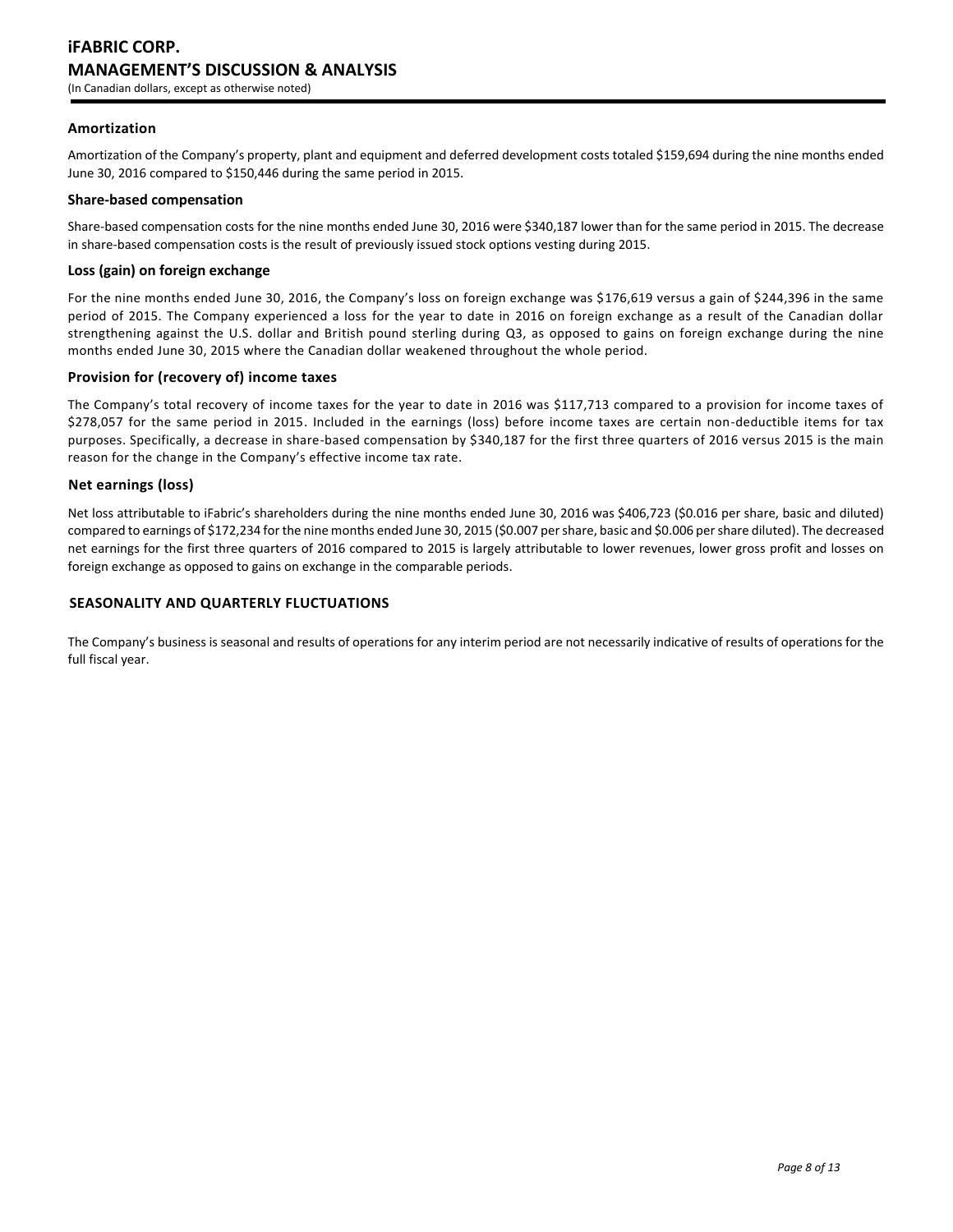### Amortization

Amortization of the Company's property, plant and equipment and deferred development costs totaled $159,694 during the nine months ended June 30, 2016 compared to $150,446 during the same period in 2015.

### Share-based compensation

Share-based compensation costs for the nine months ended June 30, 2016 were $340,187 lower than for the same period in 2015. The decrease in share-based compensation costs is the result of previously issued stock options vesting during 2015.

### Loss (gain) on foreign exchange

For the nine months ended June 30, 2016, the Company's loss on foreign exchange was $176,619 versus a gain of $244,396 in the same period of 2015. The Company experienced a loss for the year to date in 2016 on foreign exchange as a result of the Canadian dollar strengthening against the U.S. dollar and British pound sterling during Q3, as opposed to gains on foreign exchange during the nine months ended June 30, 2015 where the Canadian dollar weakened throughout the whole period.

### Provision for (recovery of) income taxes

The Company's total recovery of income taxes for the year to date in 2016 was $117,713 compared to a provision for income taxes of $278,057 for the same period in 2015. Included in the earnings (loss) before income taxes are certain non-deductible items for tax purposes. Specifically, a decrease in share-based compensation by $340,187 for the first three quarters of 2016 versus 2015 is the main reason for the change in the Company's effective income tax rate.

### Net earnings (loss)

Net loss attributable to iFabric's shareholders during the nine months ended June 30, 2016 was $406,723 ($0.016 per share, basic and diluted) compared to earnings of $172,234 for the nine months ended June 30, 2015 ($0.007 per share, basic and $0.006 per share diluted). The decreased net earnings for the first three quarters of 2016 compared to 2015 is largely attributable to lower revenues, lower gross profit and losses on foreign exchange as opposed to gains on exchange in the comparable periods.

## SEASONALITY AND QUARTERLY FLUCTUATIONS

The Company's business is seasonal and results of operations for any interim period are not necessarily indicative of results of operations for the full fiscal year.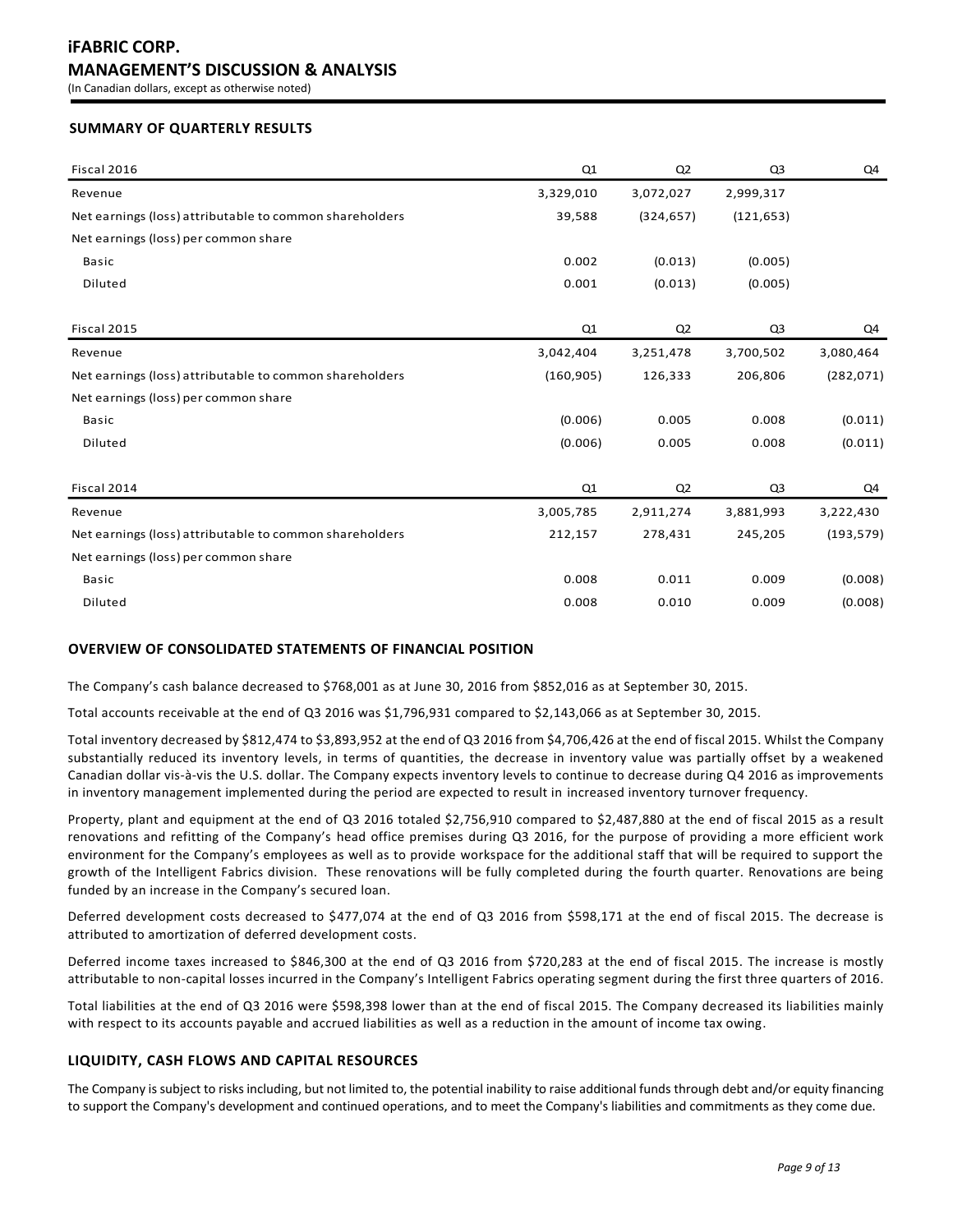## SUMMARY OF QUARTERLY RESULTS

| Fiscal 2016 | Q1 | Q2 | Q3 | Q4 |
|---|---|---|---|---|
| Revenue | 3,329,010 | 3,072,027 | 2,999,317 | |
| Net earnings (loss) attributable to common shareholders | 39,588 | (324,657) | (121,653) | |
| Net earnings (loss) per common share | | | | |
| Basic | 0.002 | (0.013) | (0.005) | |
| Diluted | 0.001 | (0.013) | (0.005) | |

| Fiscal 2015 | Q1 | Q2 | Q3 | Q4 |
|---|---|---|---|---|
| Revenue | 3,042,404 | 3,251,478 | 3,700,502 | 3,080,464 |
| Net earnings (loss) attributable to common shareholders | (160,905) | 126,333 | 206,806 | (282,071) |
| Net earnings (loss) per common share | | | | |
| Basic | (0.006) | 0.005 | 0.008 | (0.011) |
| Diluted | (0.006) | 0.005 | 0.008 | (0.011) |

| Fiscal 2014 | Q1 | Q2 | Q3 | Q4 |
|---|---|---|---|---|
| Revenue | 3,005,785 | 2,911,274 | 3,881,993 | 3,222,430 |
| Net earnings (loss) attributable to common shareholders | 212,157 | 278,431 | 245,205 | (193,579) |
| Net earnings (loss) per common share | | | | |
| Basic | 0.008 | 0.011 | 0.009 | (0.008) |
| Diluted | 0.008 | 0.010 | 0.009 | (0.008) |

## OVERVIEW OF CONSOLIDATED STATEMENTS OF FINANCIAL POSITION

The Company's cash balance decreased to $768,001 as at June 30, 2016 from $852,016 as at September 30, 2015.

Total accounts receivable at the end of Q3 2016 was $1,796,931 compared to $2,143,066 as at September 30, 2015.

Total inventory decreased by $812,474 to $3,893,952 at the end of Q3 2016 from $4,706,426 at the end of fiscal 2015. Whilst the Company substantially reduced its inventory levels, in terms of quantities, the decrease in inventory value was partially offset by a weakened Canadian dollar vis-à-vis the U.S. dollar. The Company expects inventory levels to continue to decrease during Q4 2016 as improvements in inventory management implemented during the period are expected to result in increased inventory turnover frequency.

Property, plant and equipment at the end of Q3 2016 totaled $2,756,910 compared to $2,487,880 at the end of fiscal 2015 as a result renovations and refitting of the Company's head office premises during Q3 2016, for the purpose of providing a more efficient work environment for the Company's employees as well as to provide workspace for the additional staff that will be required to support the growth of the Intelligent Fabrics division. These renovations will be fully completed during the fourth quarter. Renovations are being funded by an increase in the Company's secured loan.

Deferred development costs decreased to $477,074 at the end of Q3 2016 from $598,171 at the end of fiscal 2015. The decrease is attributed to amortization of deferred development costs.

Deferred income taxes increased to $846,300 at the end of Q3 2016 from $720,283 at the end of fiscal 2015. The increase is mostly attributable to non-capital losses incurred in the Company's Intelligent Fabrics operating segment during the first three quarters of 2016.

Total liabilities at the end of Q3 2016 were $598,398 lower than at the end of fiscal 2015. The Company decreased its liabilities mainly with respect to its accounts payable and accrued liabilities as well as a reduction in the amount of income tax owing.

## LIQUIDITY, CASH FLOWS AND CAPITAL RESOURCES

The Company is subject to risks including, but not limited to, the potential inability to raise additional funds through debt and/or equity financing to support the Company's development and continued operations, and to meet the Company's liabilities and commitments as they come due.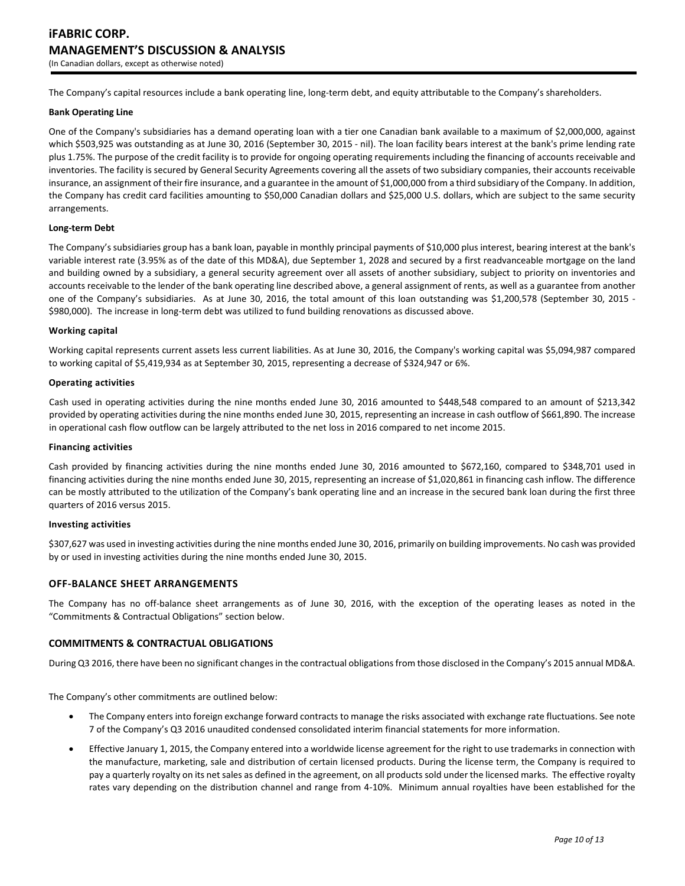The Company's capital resources include a bank operating line, long-term debt, and equity attributable to the Company's shareholders.

**Bank Operating Line**

One of the Company's subsidiaries has a demand operating loan with a tier one Canadian bank available to a maximum of $2,000,000, against which $503,925 was outstanding as at June 30, 2016 (September 30, 2015 - nil). The loan facility bears interest at the bank's prime lending rate plus 1.75%. The purpose of the credit facility is to provide for ongoing operating requirements including the financing of accounts receivable and inventories. The facility is secured by General Security Agreements covering all the assets of two subsidiary companies, their accounts receivable insurance, an assignment of their fire insurance, and a guarantee in the amount of $1,000,000 from a third subsidiary of the Company. In addition, the Company has credit card facilities amounting to $50,000 Canadian dollars and $25,000 U.S. dollars, which are subject to the same security arrangements.

**Long-term Debt**

The Company's subsidiaries group has a bank loan, payable in monthly principal payments of $10,000 plus interest, bearing interest at the bank's variable interest rate (3.95% as of the date of this MD&A), due September 1, 2028 and secured by a first readvanceable mortgage on the land and building owned by a subsidiary, a general security agreement over all assets of another subsidiary, subject to priority on inventories and accounts receivable to the lender of the bank operating line described above, a general assignment of rents, as well as a guarantee from another one of the Company's subsidiaries. As at June 30, 2016, the total amount of this loan outstanding was $1,200,578 (September 30, 2015 - $980,000). The increase in long-term debt was utilized to fund building renovations as discussed above.

**Working capital**

Working capital represents current assets less current liabilities. As at June 30, 2016, the Company's working capital was $5,094,987 compared to working capital of $5,419,934 as at September 30, 2015, representing a decrease of $324,947 or 6%.

**Operating activities**

Cash used in operating activities during the nine months ended June 30, 2016 amounted to $448,548 compared to an amount of $213,342 provided by operating activities during the nine months ended June 30, 2015, representing an increase in cash outflow of $661,890. The increase in operational cash flow outflow can be largely attributed to the net loss in 2016 compared to net income 2015.

**Financing activities**

Cash provided by financing activities during the nine months ended June 30, 2016 amounted to $672,160, compared to $348,701 used in financing activities during the nine months ended June 30, 2015, representing an increase of $1,020,861 in financing cash inflow. The difference can be mostly attributed to the utilization of the Company's bank operating line and an increase in the secured bank loan during the first three quarters of 2016 versus 2015.

**Investing activities**

$307,627 was used in investing activities during the nine months ended June 30, 2016, primarily on building improvements. No cash was provided by or used in investing activities during the nine months ended June 30, 2015.

## OFF-BALANCE SHEET ARRANGEMENTS

The Company has no off-balance sheet arrangements as of June 30, 2016, with the exception of the operating leases as noted in the "Commitments & Contractual Obligations" section below.

## COMMITMENTS & CONTRACTUAL OBLIGATIONS

During Q3 2016, there have been no significant changes in the contractual obligations from those disclosed in the Company's 2015 annual MD&A.

The Company's other commitments are outlined below:

- The Company enters into foreign exchange forward contracts to manage the risks associated with exchange rate fluctuations. See note 7 of the Company's Q3 2016 unaudited condensed consolidated interim financial statements for more information.
- Effective January 1, 2015, the Company entered into a worldwide license agreement for the right to use trademarks in connection with the manufacture, marketing, sale and distribution of certain licensed products. During the license term, the Company is required to pay a quarterly royalty on its net sales as defined in the agreement, on all products sold under the licensed marks. The effective royalty rates vary depending on the distribution channel and range from 4-10%. Minimum annual royalties have been established for the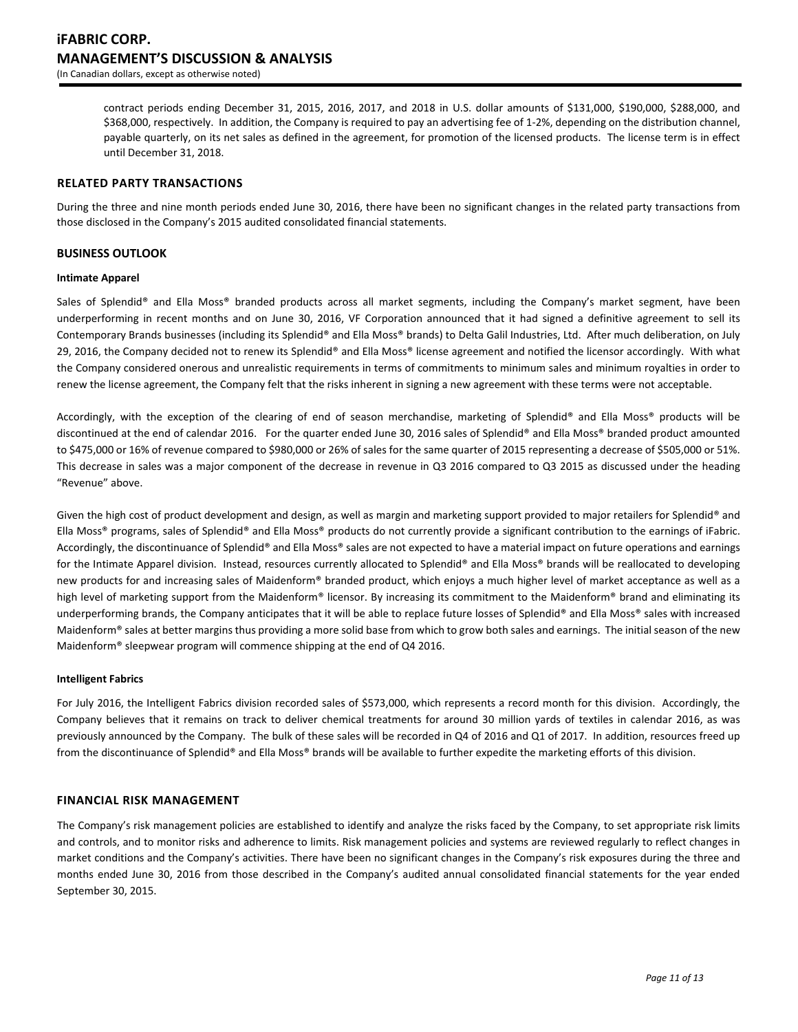contract periods ending December 31, 2015, 2016, 2017, and 2018 in U.S. dollar amounts of $131,000, $190,000, $288,000, and $368,000, respectively. In addition, the Company is required to pay an advertising fee of 1-2%, depending on the distribution channel, payable quarterly, on its net sales as defined in the agreement, for promotion of the licensed products. The license term is in effect until December 31, 2018.

## RELATED PARTY TRANSACTIONS

During the three and nine month periods ended June 30, 2016, there have been no significant changes in the related party transactions from those disclosed in the Company's 2015 audited consolidated financial statements.

## BUSINESS OUTLOOK

### Intimate Apparel

Sales of Splendid® and Ella Moss® branded products across all market segments, including the Company's market segment, have been underperforming in recent months and on June 30, 2016, VF Corporation announced that it had signed a definitive agreement to sell its Contemporary Brands businesses (including its Splendid® and Ella Moss® brands) to Delta Galil Industries, Ltd. After much deliberation, on July 29, 2016, the Company decided not to renew its Splendid® and Ella Moss® license agreement and notified the licensor accordingly. With what the Company considered onerous and unrealistic requirements in terms of commitments to minimum sales and minimum royalties in order to renew the license agreement, the Company felt that the risks inherent in signing a new agreement with these terms were not acceptable.

Accordingly, with the exception of the clearing of end of season merchandise, marketing of Splendid® and Ella Moss® products will be discontinued at the end of calendar 2016. For the quarter ended June 30, 2016 sales of Splendid® and Ella Moss® branded product amounted to $475,000 or 16% of revenue compared to $980,000 or 26% of sales for the same quarter of 2015 representing a decrease of $505,000 or 51%. This decrease in sales was a major component of the decrease in revenue in Q3 2016 compared to Q3 2015 as discussed under the heading "Revenue" above.

Given the high cost of product development and design, as well as margin and marketing support provided to major retailers for Splendid® and Ella Moss® programs, sales of Splendid® and Ella Moss® products do not currently provide a significant contribution to the earnings of iFabric. Accordingly, the discontinuance of Splendid® and Ella Moss® sales are not expected to have a material impact on future operations and earnings for the Intimate Apparel division. Instead, resources currently allocated to Splendid® and Ella Moss® brands will be reallocated to developing new products for and increasing sales of Maidenform® branded product, which enjoys a much higher level of market acceptance as well as a high level of marketing support from the Maidenform® licensor. By increasing its commitment to the Maidenform® brand and eliminating its underperforming brands, the Company anticipates that it will be able to replace future losses of Splendid® and Ella Moss® sales with increased Maidenform® sales at better margins thus providing a more solid base from which to grow both sales and earnings. The initial season of the new Maidenform® sleepwear program will commence shipping at the end of Q4 2016.

### Intelligent Fabrics

For July 2016, the Intelligent Fabrics division recorded sales of $573,000, which represents a record month for this division. Accordingly, the Company believes that it remains on track to deliver chemical treatments for around 30 million yards of textiles in calendar 2016, as was previously announced by the Company. The bulk of these sales will be recorded in Q4 of 2016 and Q1 of 2017. In addition, resources freed up from the discontinuance of Splendid® and Ella Moss® brands will be available to further expedite the marketing efforts of this division.

## FINANCIAL RISK MANAGEMENT

The Company's risk management policies are established to identify and analyze the risks faced by the Company, to set appropriate risk limits and controls, and to monitor risks and adherence to limits. Risk management policies and systems are reviewed regularly to reflect changes in market conditions and the Company's activities. There have been no significant changes in the Company's risk exposures during the three and months ended June 30, 2016 from those described in the Company's audited annual consolidated financial statements for the year ended September 30, 2015.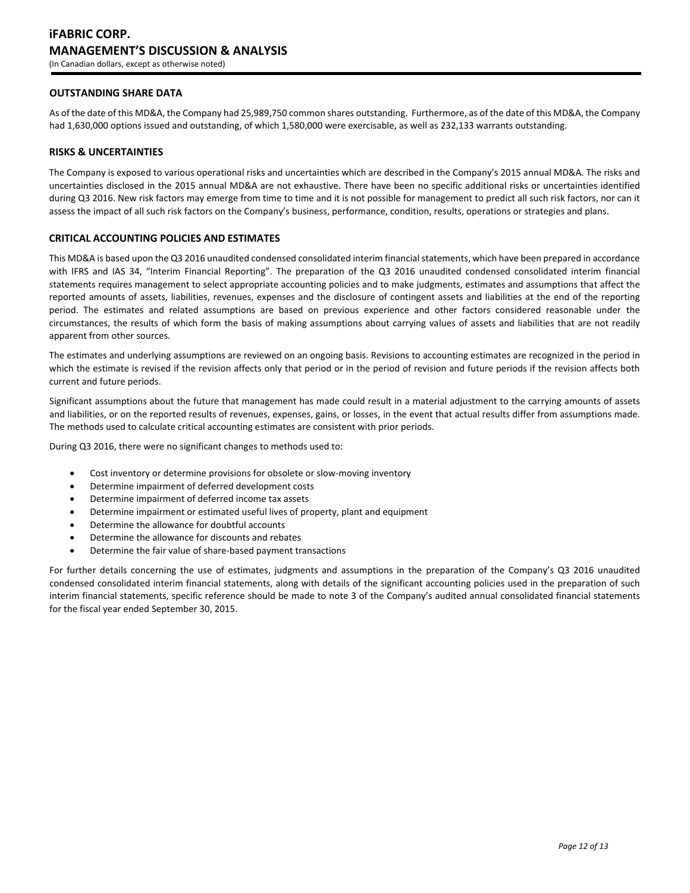## OUTSTANDING SHARE DATA

As of the date of this MD&A, the Company had 25,989,750 common shares outstanding. Furthermore, as of the date of this MD&A, the Company had 1,630,000 options issued and outstanding, of which 1,580,000 were exercisable, as well as 232,133 warrants outstanding.

## RISKS & UNCERTAINTIES

The Company is exposed to various operational risks and uncertainties which are described in the Company's 2015 annual MD&A. The risks and uncertainties disclosed in the 2015 annual MD&A are not exhaustive. There have been no specific additional risks or uncertainties identified during Q3 2016. New risk factors may emerge from time to time and it is not possible for management to predict all such risk factors, nor can it assess the impact of all such risk factors on the Company's business, performance, condition, results, operations or strategies and plans.

## CRITICAL ACCOUNTING POLICIES AND ESTIMATES

This MD&A is based upon the Q3 2016 unaudited condensed consolidated interim financial statements, which have been prepared in accordance with IFRS and IAS 34, "Interim Financial Reporting". The preparation of the Q3 2016 unaudited condensed consolidated interim financial statements requires management to select appropriate accounting policies and to make judgments, estimates and assumptions that affect the reported amounts of assets, liabilities, revenues, expenses and the disclosure of contingent assets and liabilities at the end of the reporting period. The estimates and related assumptions are based on previous experience and other factors considered reasonable under the circumstances, the results of which form the basis of making assumptions about carrying values of assets and liabilities that are not readily apparent from other sources.

The estimates and underlying assumptions are reviewed on an ongoing basis. Revisions to accounting estimates are recognized in the period in which the estimate is revised if the revision affects only that period or in the period of revision and future periods if the revision affects both current and future periods.

Significant assumptions about the future that management has made could result in a material adjustment to the carrying amounts of assets and liabilities, or on the reported results of revenues, expenses, gains, or losses, in the event that actual results differ from assumptions made. The methods used to calculate critical accounting estimates are consistent with prior periods.

During Q3 2016, there were no significant changes to methods used to:

- Cost inventory or determine provisions for obsolete or slow-moving inventory
- Determine impairment of deferred development costs
- Determine impairment of deferred income tax assets
- Determine impairment or estimated useful lives of property, plant and equipment
- Determine the allowance for doubtful accounts
- Determine the allowance for discounts and rebates
- Determine the fair value of share-based payment transactions

For further details concerning the use of estimates, judgments and assumptions in the preparation of the Company's Q3 2016 unaudited condensed consolidated interim financial statements, along with details of the significant accounting policies used in the preparation of such interim financial statements, specific reference should be made to note 3 of the Company's audited annual consolidated financial statements for the fiscal year ended September 30, 2015.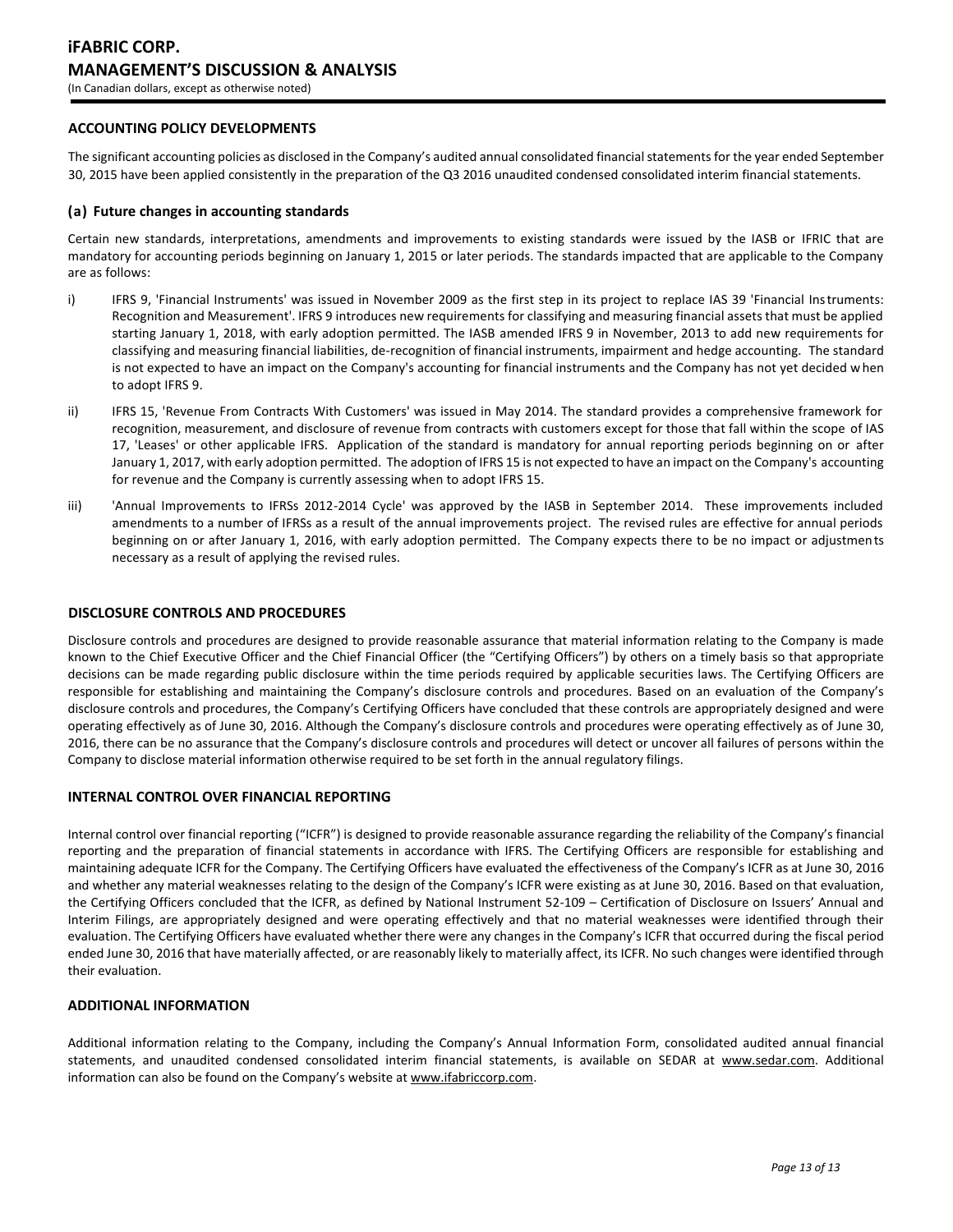## ACCOUNTING POLICY DEVELOPMENTS

The significant accounting policies as disclosed in the Company's audited annual consolidated financial statements for the year ended September 30, 2015 have been applied consistently in the preparation of the Q3 2016 unaudited condensed consolidated interim financial statements.

### (a) Future changes in accounting standards

Certain new standards, interpretations, amendments and improvements to existing standards were issued by the IASB or IFRIC that are mandatory for accounting periods beginning on January 1, 2015 or later periods. The standards impacted that are applicable to the Company are as follows:

i) IFRS 9, 'Financial Instruments' was issued in November 2009 as the first step in its project to replace IAS 39 'Financial Instruments: Recognition and Measurement'. IFRS 9 introduces new requirements for classifying and measuring financial assets that must be applied starting January 1, 2018, with early adoption permitted. The IASB amended IFRS 9 in November, 2013 to add new requirements for classifying and measuring financial liabilities, de-recognition of financial instruments, impairment and hedge accounting. The standard is not expected to have an impact on the Company's accounting for financial instruments and the Company has not yet decided when to adopt IFRS 9.

ii) IFRS 15, 'Revenue From Contracts With Customers' was issued in May 2014. The standard provides a comprehensive framework for recognition, measurement, and disclosure of revenue from contracts with customers except for those that fall within the scope of IAS 17, 'Leases' or other applicable IFRS. Application of the standard is mandatory for annual reporting periods beginning on or after January 1, 2017, with early adoption permitted. The adoption of IFRS 15 is not expected to have an impact on the Company's accounting for revenue and the Company is currently assessing when to adopt IFRS 15.

iii) 'Annual Improvements to IFRSs 2012-2014 Cycle' was approved by the IASB in September 2014. These improvements included amendments to a number of IFRSs as a result of the annual improvements project. The revised rules are effective for annual periods beginning on or after January 1, 2016, with early adoption permitted. The Company expects there to be no impact or adjustments necessary as a result of applying the revised rules.

## DISCLOSURE CONTROLS AND PROCEDURES

Disclosure controls and procedures are designed to provide reasonable assurance that material information relating to the Company is made known to the Chief Executive Officer and the Chief Financial Officer (the "Certifying Officers") by others on a timely basis so that appropriate decisions can be made regarding public disclosure within the time periods required by applicable securities laws. The Certifying Officers are responsible for establishing and maintaining the Company's disclosure controls and procedures. Based on an evaluation of the Company's disclosure controls and procedures, the Company's Certifying Officers have concluded that these controls are appropriately designed and were operating effectively as of June 30, 2016. Although the Company's disclosure controls and procedures were operating effectively as of June 30, 2016, there can be no assurance that the Company's disclosure controls and procedures will detect or uncover all failures of persons within the Company to disclose material information otherwise required to be set forth in the annual regulatory filings.

## INTERNAL CONTROL OVER FINANCIAL REPORTING

Internal control over financial reporting ("ICFR") is designed to provide reasonable assurance regarding the reliability of the Company's financial reporting and the preparation of financial statements in accordance with IFRS. The Certifying Officers are responsible for establishing and maintaining adequate ICFR for the Company. The Certifying Officers have evaluated the effectiveness of the Company's ICFR as at June 30, 2016 and whether any material weaknesses relating to the design of the Company's ICFR were existing as at June 30, 2016. Based on that evaluation, the Certifying Officers concluded that the ICFR, as defined by National Instrument 52-109 – Certification of Disclosure on Issuers' Annual and Interim Filings, are appropriately designed and were operating effectively and that no material weaknesses were identified through their evaluation. The Certifying Officers have evaluated whether there were any changes in the Company's ICFR that occurred during the fiscal period ended June 30, 2016 that have materially affected, or are reasonably likely to materially affect, its ICFR. No such changes were identified through their evaluation.

## ADDITIONAL INFORMATION

Additional information relating to the Company, including the Company's Annual Information Form, consolidated audited annual financial statements, and unaudited condensed consolidated interim financial statements, is available on SEDAR at www.sedar.com. Additional information can also be found on the Company's website at www.ifabriccorp.com.